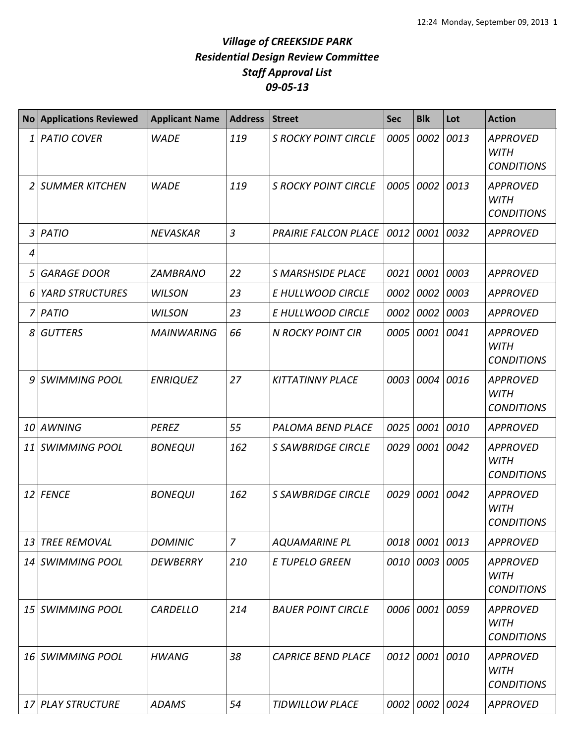# *Village of CREEKSIDE PARK*
## *Residential Design Review Committee*
## *Staff Approval List*
## *09-05-13*

| No | Applications Reviewed | Applicant Name | Address | Street | Sec | Blk | Lot | Action |
|---|---|---|---|---|---|---|---|---|
| 1 | *PATIO COVER* | *WADE* | *119* | *S ROCKY POINT CIRCLE* | *0005* | *0002* | *0013* | *APPROVED WITH CONDITIONS* |
| 2 | *SUMMER KITCHEN* | *WADE* | *119* | *S ROCKY POINT CIRCLE* | *0005* | *0002* | *0013* | *APPROVED WITH CONDITIONS* |
| 3 | *PATIO* | *NEVASKAR* | *3* | *PRAIRIE FALCON PLACE* | *0012* | *0001* | *0032* | *APPROVED* |
| 4 | | | | | | | | |
| 5 | *GARAGE DOOR* | *ZAMBRANO* | *22* | *S MARSHSIDE PLACE* | *0021* | *0001* | *0003* | *APPROVED* |
| 6 | *YARD STRUCTURES* | *WILSON* | *23* | *E HULLWOOD CIRCLE* | *0002* | *0002* | *0003* | *APPROVED* |
| 7 | *PATIO* | *WILSON* | *23* | *E HULLWOOD CIRCLE* | *0002* | *0002* | *0003* | *APPROVED* |
| 8 | *GUTTERS* | *MAINWARING* | *66* | *N ROCKY POINT CIR* | *0005* | *0001* | *0041* | *APPROVED WITH CONDITIONS* |
| 9 | *SWIMMING POOL* | *ENRIQUEZ* | *27* | *KITTATINNY PLACE* | *0003* | *0004* | *0016* | *APPROVED WITH CONDITIONS* |
| 10 | *AWNING* | *PEREZ* | *55* | *PALOMA BEND PLACE* | *0025* | *0001* | *0010* | *APPROVED* |
| 11 | *SWIMMING POOL* | *BONEQUI* | *162* | *S SAWBRIDGE CIRCLE* | *0029* | *0001* | *0042* | *APPROVED WITH CONDITIONS* |
| 12 | *FENCE* | *BONEQUI* | *162* | *S SAWBRIDGE CIRCLE* | *0029* | *0001* | *0042* | *APPROVED WITH CONDITIONS* |
| 13 | *TREE REMOVAL* | *DOMINIC* | *7* | *AQUAMARINE PL* | *0018* | *0001* | *0013* | *APPROVED* |
| 14 | *SWIMMING POOL* | *DEWBERRY* | *210* | *E TUPELO GREEN* | *0010* | *0003* | *0005* | *APPROVED WITH CONDITIONS* |
| 15 | *SWIMMING POOL* | *CARDELLO* | *214* | *BAUER POINT CIRCLE* | *0006* | *0001* | *0059* | *APPROVED WITH CONDITIONS* |
| 16 | *SWIMMING POOL* | *HWANG* | *38* | *CAPRICE BEND PLACE* | *0012* | *0001* | *0010* | *APPROVED WITH CONDITIONS* |
| 17 | *PLAY STRUCTURE* | *ADAMS* | *54* | *TIDWILLOW PLACE* | *0002* | *0002* | *0024* | *APPROVED* |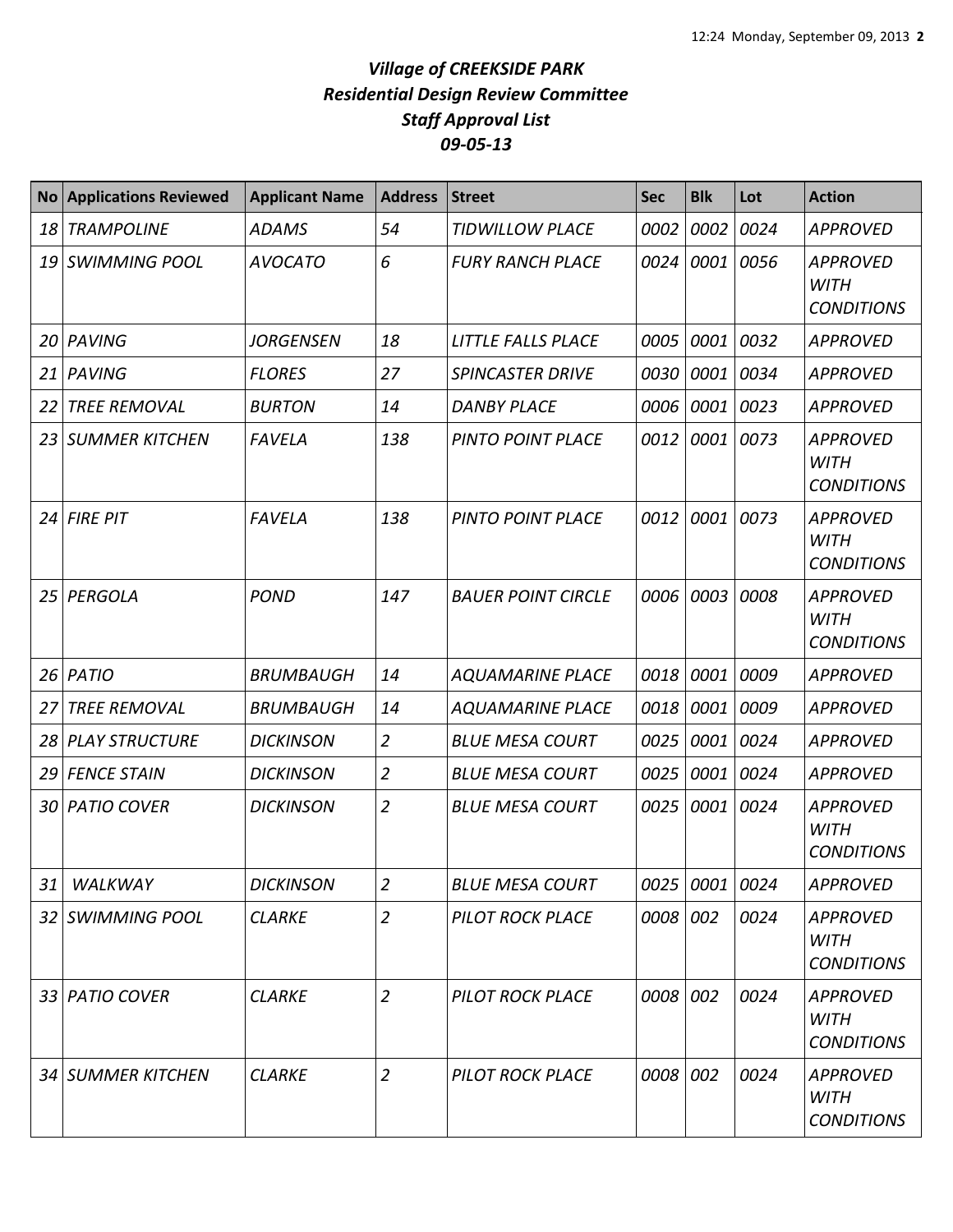# *Village of CREEKSIDE PARK*
## *Residential Design Review Committee*
## *Staff Approval List*
## *09-05-13*

| No | Applications Reviewed | Applicant Name | Address | Street | Sec | Blk | Lot | Action |
|---|---|---|---|---|---|---|---|---|
| *18* | *TRAMPOLINE* | *ADAMS* | *54* | *TIDWILLOW PLACE* | *0002* | *0002* | *0024* | *APPROVED* |
| *19* | *SWIMMING POOL* | *AVOCATO* | *6* | *FURY RANCH PLACE* | *0024* | *0001* | *0056* | *APPROVED WITH CONDITIONS* |
| *20* | *PAVING* | *JORGENSEN* | *18* | *LITTLE FALLS PLACE* | *0005* | *0001* | *0032* | *APPROVED* |
| *21* | *PAVING* | *FLORES* | *27* | *SPINCASTER DRIVE* | *0030* | *0001* | *0034* | *APPROVED* |
| *22* | *TREE REMOVAL* | *BURTON* | *14* | *DANBY PLACE* | *0006* | *0001* | *0023* | *APPROVED* |
| *23* | *SUMMER KITCHEN* | *FAVELA* | *138* | *PINTO POINT PLACE* | *0012* | *0001* | *0073* | *APPROVED WITH CONDITIONS* |
| *24* | *FIRE PIT* | *FAVELA* | *138* | *PINTO POINT PLACE* | *0012* | *0001* | *0073* | *APPROVED WITH CONDITIONS* |
| *25* | *PERGOLA* | *POND* | *147* | *BAUER POINT CIRCLE* | *0006* | *0003* | *0008* | *APPROVED WITH CONDITIONS* |
| *26* | *PATIO* | *BRUMBAUGH* | *14* | *AQUAMARINE PLACE* | *0018* | *0001* | *0009* | *APPROVED* |
| *27* | *TREE REMOVAL* | *BRUMBAUGH* | *14* | *AQUAMARINE PLACE* | *0018* | *0001* | *0009* | *APPROVED* |
| *28* | *PLAY STRUCTURE* | *DICKINSON* | *2* | *BLUE MESA COURT* | *0025* | *0001* | *0024* | *APPROVED* |
| *29* | *FENCE STAIN* | *DICKINSON* | *2* | *BLUE MESA COURT* | *0025* | *0001* | *0024* | *APPROVED* |
| *30* | *PATIO COVER* | *DICKINSON* | *2* | *BLUE MESA COURT* | *0025* | *0001* | *0024* | *APPROVED WITH CONDITIONS* |
| *31* | *WALKWAY* | *DICKINSON* | *2* | *BLUE MESA COURT* | *0025* | *0001* | *0024* | *APPROVED* |
| *32* | *SWIMMING POOL* | *CLARKE* | *2* | *PILOT ROCK PLACE* | *0008* | *002* | *0024* | *APPROVED WITH CONDITIONS* |
| *33* | *PATIO COVER* | *CLARKE* | *2* | *PILOT ROCK PLACE* | *0008* | *002* | *0024* | *APPROVED WITH CONDITIONS* |
| *34* | *SUMMER KITCHEN* | *CLARKE* | *2* | *PILOT ROCK PLACE* | *0008* | *002* | *0024* | *APPROVED WITH CONDITIONS* |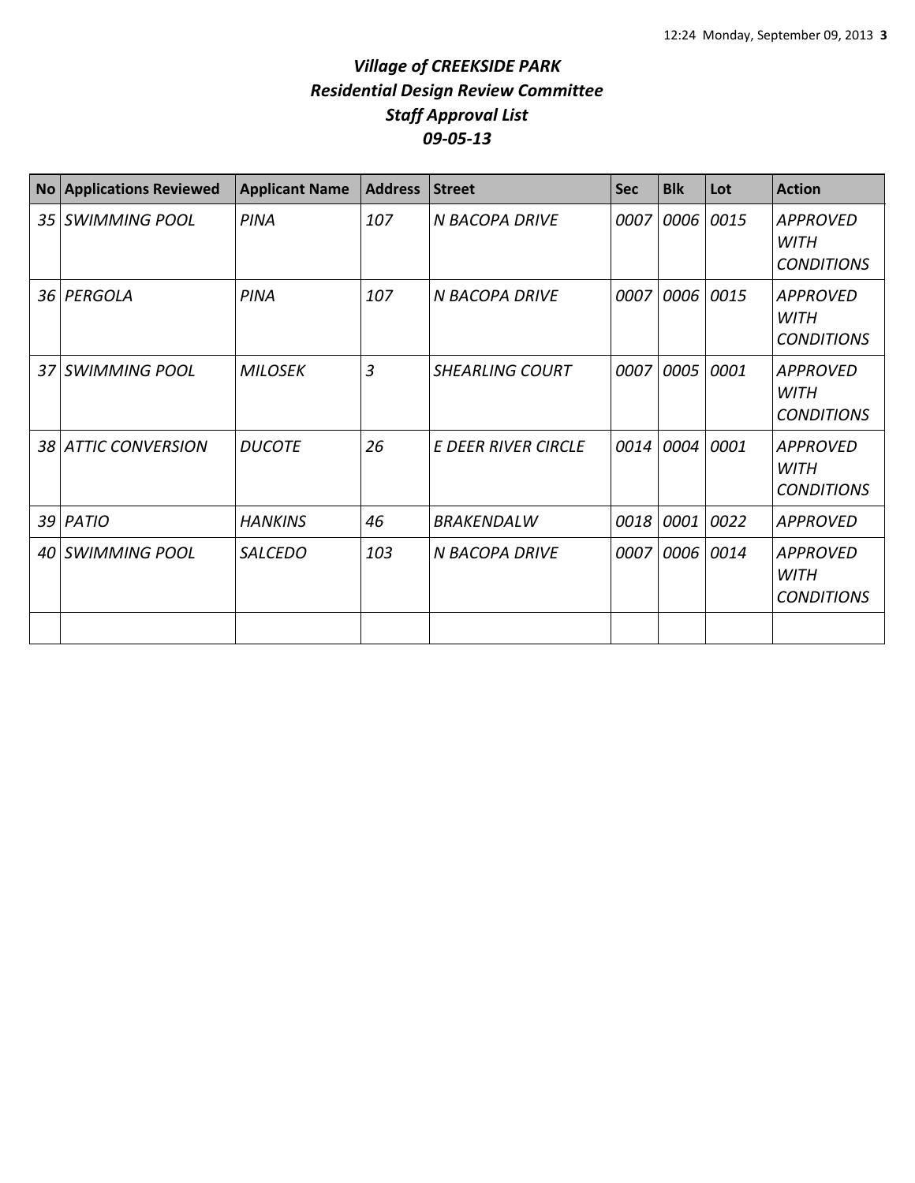# *Village of CREEKSIDE PARK*
## *Residential Design Review Committee*
## *Staff Approval List*
## *09-05-13*

| No | Applications Reviewed | Applicant Name | Address | Street | Sec | Blk | Lot | Action |
|---|---|---|---|---|---|---|---|---|
| *35* | *SWIMMING POOL* | *PINA* | *107* | *N BACOPA DRIVE* | *0007* | *0006* | *0015* | *APPROVED WITH CONDITIONS* |
| *36* | *PERGOLA* | *PINA* | *107* | *N BACOPA DRIVE* | *0007* | *0006* | *0015* | *APPROVED WITH CONDITIONS* |
| *37* | *SWIMMING POOL* | *MILOSEK* | *3* | *SHEARLING COURT* | *0007* | *0005* | *0001* | *APPROVED WITH CONDITIONS* |
| *38* | *ATTIC CONVERSION* | *DUCOTE* | *26* | *E DEER RIVER CIRCLE* | *0014* | *0004* | *0001* | *APPROVED WITH CONDITIONS* |
| *39* | *PATIO* | *HANKINS* | *46* | *BRAKENDALW* | *0018* | *0001* | *0022* | *APPROVED* |
| *40* | *SWIMMING POOL* | *SALCEDO* | *103* | *N BACOPA DRIVE* | *0007* | *0006* | *0014* | *APPROVED WITH CONDITIONS* |
| | | | | | | | | |